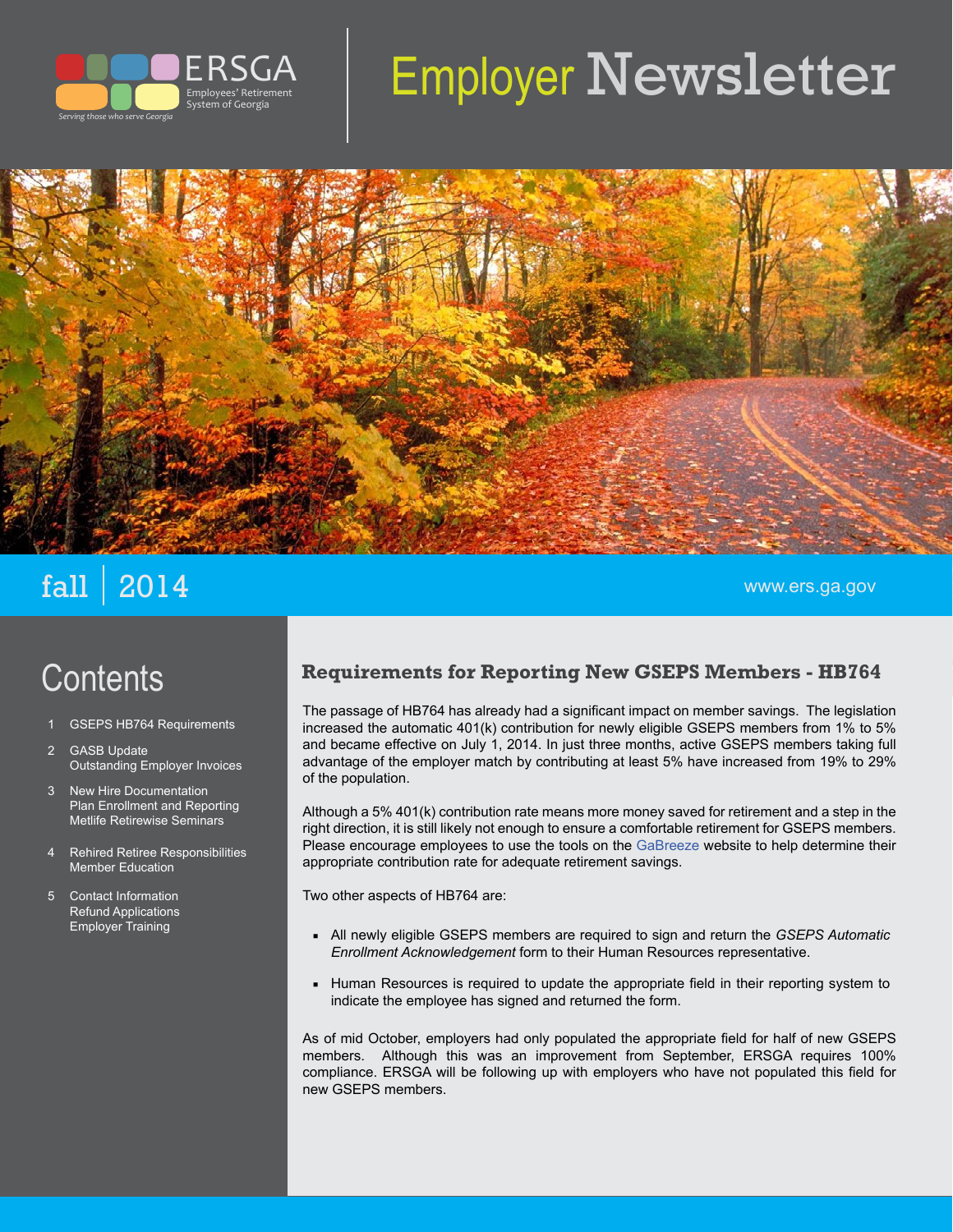ERSGA
Employees' Retirement System of Georgia
*Serving those who serve Georgia*

# Employer Newsletter

fall | 2014

www.ers.ga.gov

## Contents

1. GSEPS HB764 Requirements
2. GASB Update
   Outstanding Employer Invoices
3. New Hire Documentation
   Plan Enrollment and Reporting
   Metlife Retirewise Seminars
4. Rehired Retiree Responsibilities
   Member Education
5. Contact Information
   Refund Applications
   Employer Training

## Requirements for Reporting New GSEPS Members - HB764

The passage of HB764 has already had a significant impact on member savings. The legislation increased the automatic 401(k) contribution for newly eligible GSEPS members from 1% to 5% and became effective on July 1, 2014. In just three months, active GSEPS members taking full advantage of the employer match by contributing at least 5% have increased from 19% to 29% of the population.

Although a 5% 401(k) contribution rate means more money saved for retirement and a step in the right direction, it is still likely not enough to ensure a comfortable retirement for GSEPS members. Please encourage employees to use the tools on the GaBreeze website to help determine their appropriate contribution rate for adequate retirement savings.

Two other aspects of HB764 are:

- All newly eligible GSEPS members are required to sign and return the *GSEPS Automatic Enrollment Acknowledgement* form to their Human Resources representative.
- Human Resources is required to update the appropriate field in their reporting system to indicate the employee has signed and returned the form.

As of mid October, employers had only populated the appropriate field for half of new GSEPS members. Although this was an improvement from September, ERSGA requires 100% compliance. ERSGA will be following up with employers who have not populated this field for new GSEPS members.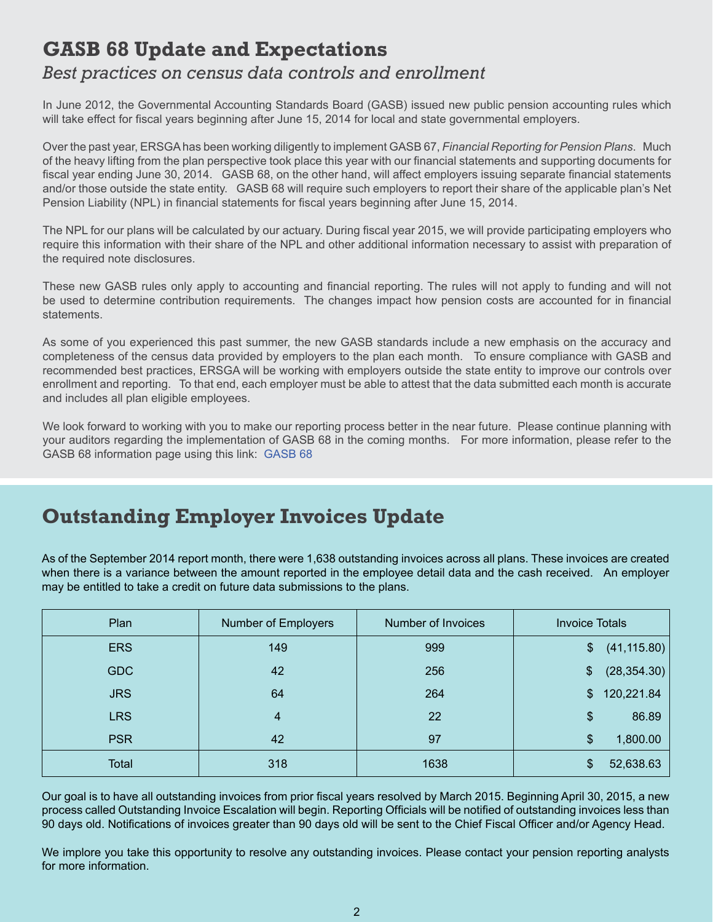## GASB 68 Update and Expectations

### *Best practices on census data controls and enrollment*

In June 2012, the Governmental Accounting Standards Board (GASB) issued new public pension accounting rules which will take effect for fiscal years beginning after June 15, 2014 for local and state governmental employers.

Over the past year, ERSGA has been working diligently to implement GASB 67, *Financial Reporting for Pension Plans*. Much of the heavy lifting from the plan perspective took place this year with our financial statements and supporting documents for fiscal year ending June 30, 2014. GASB 68, on the other hand, will affect employers issuing separate financial statements and/or those outside the state entity. GASB 68 will require such employers to report their share of the applicable plan's Net Pension Liability (NPL) in financial statements for fiscal years beginning after June 15, 2014.

The NPL for our plans will be calculated by our actuary. During fiscal year 2015, we will provide participating employers who require this information with their share of the NPL and other additional information necessary to assist with preparation of the required note disclosures.

These new GASB rules only apply to accounting and financial reporting. The rules will not apply to funding and will not be used to determine contribution requirements. The changes impact how pension costs are accounted for in financial statements.

As some of you experienced this past summer, the new GASB standards include a new emphasis on the accuracy and completeness of the census data provided by employers to the plan each month. To ensure compliance with GASB and recommended best practices, ERSGA will be working with employers outside the state entity to improve our controls over enrollment and reporting. To that end, each employer must be able to attest that the data submitted each month is accurate and includes all plan eligible employees.

We look forward to working with you to make our reporting process better in the near future. Please continue planning with your auditors regarding the implementation of GASB 68 in the coming months. For more information, please refer to the GASB 68 information page using this link: GASB 68

## Outstanding Employer Invoices Update

As of the September 2014 report month, there were 1,638 outstanding invoices across all plans. These invoices are created when there is a variance between the amount reported in the employee detail data and the cash received. An employer may be entitled to take a credit on future data submissions to the plans.

| Plan | Number of Employers | Number of Invoices | Invoice Totals |
|---|---|---|---|
| ERS | 149 | 999 | $ (41,115.80) |
| GDC | 42 | 256 | $ (28,354.30) |
| JRS | 64 | 264 | $ 120,221.84 |
| LRS | 4 | 22 | $ 86.89 |
| PSR | 42 | 97 | $ 1,800.00 |
| Total | 318 | 1638 | $ 52,638.63 |

Our goal is to have all outstanding invoices from prior fiscal years resolved by March 2015. Beginning April 30, 2015, a new process called Outstanding Invoice Escalation will begin. Reporting Officials will be notified of outstanding invoices less than 90 days old. Notifications of invoices greater than 90 days old will be sent to the Chief Fiscal Officer and/or Agency Head.

We implore you take this opportunity to resolve any outstanding invoices. Please contact your pension reporting analysts for more information.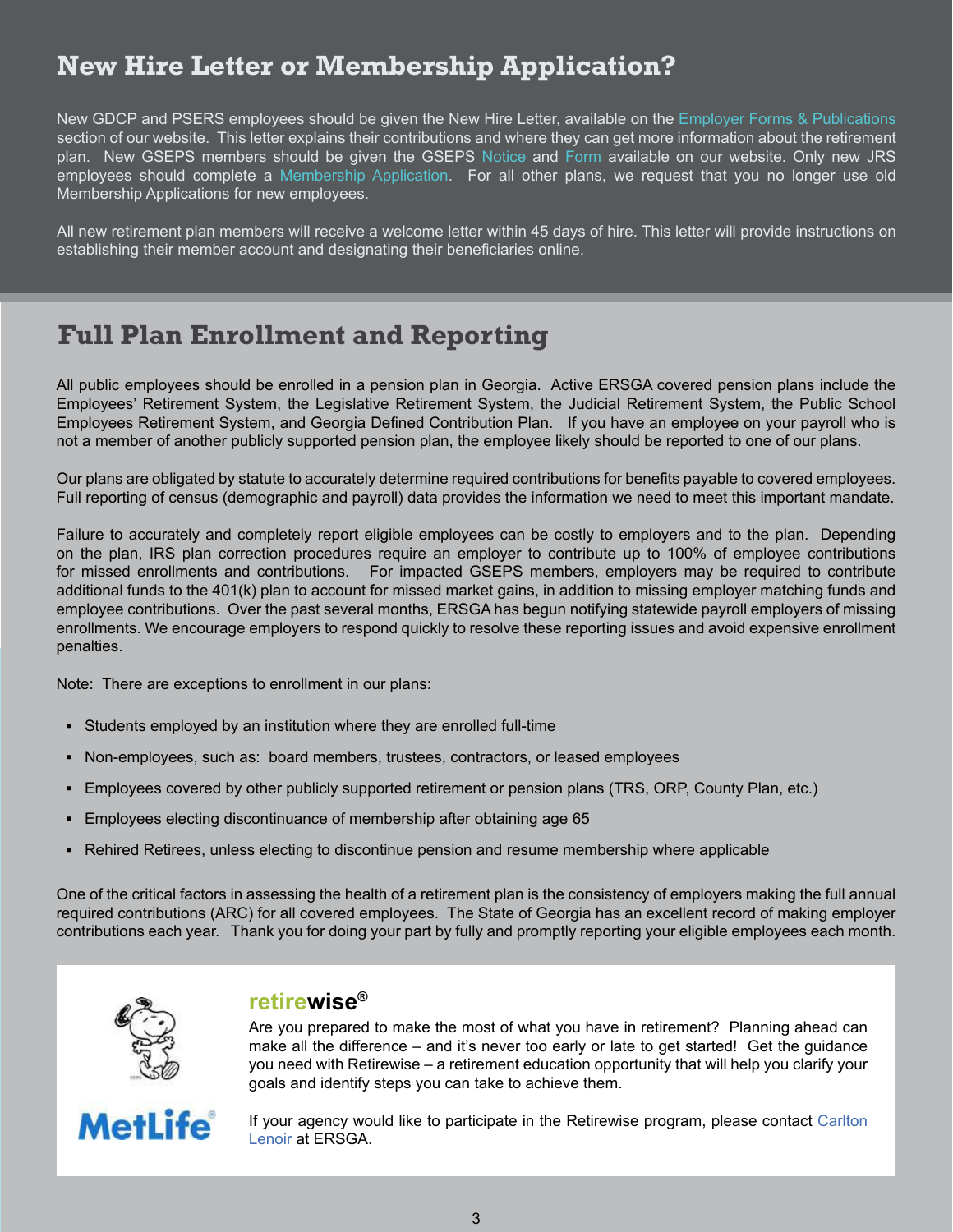## New Hire Letter or Membership Application?

New GDCP and PSERS employees should be given the New Hire Letter, available on the Employer Forms & Publications section of our website. This letter explains their contributions and where they can get more information about the retirement plan. New GSEPS members should be given the GSEPS Notice and Form available on our website. Only new JRS employees should complete a Membership Application. For all other plans, we request that you no longer use old Membership Applications for new employees.

All new retirement plan members will receive a welcome letter within 45 days of hire. This letter will provide instructions on establishing their member account and designating their beneficiaries online.

## Full Plan Enrollment and Reporting

All public employees should be enrolled in a pension plan in Georgia. Active ERSGA covered pension plans include the Employees' Retirement System, the Legislative Retirement System, the Judicial Retirement System, the Public School Employees Retirement System, and Georgia Defined Contribution Plan. If you have an employee on your payroll who is not a member of another publicly supported pension plan, the employee likely should be reported to one of our plans.

Our plans are obligated by statute to accurately determine required contributions for benefits payable to covered employees. Full reporting of census (demographic and payroll) data provides the information we need to meet this important mandate.

Failure to accurately and completely report eligible employees can be costly to employers and to the plan. Depending on the plan, IRS plan correction procedures require an employer to contribute up to 100% of employee contributions for missed enrollments and contributions. For impacted GSEPS members, employers may be required to contribute additional funds to the 401(k) plan to account for missed market gains, in addition to missing employer matching funds and employee contributions. Over the past several months, ERSGA has begun notifying statewide payroll employers of missing enrollments. We encourage employers to respond quickly to resolve these reporting issues and avoid expensive enrollment penalties.

Note: There are exceptions to enrollment in our plans:

- Students employed by an institution where they are enrolled full-time
- Non-employees, such as: board members, trustees, contractors, or leased employees
- Employees covered by other publicly supported retirement or pension plans (TRS, ORP, County Plan, etc.)
- Employees electing discontinuance of membership after obtaining age 65
- Rehired Retirees, unless electing to discontinue pension and resume membership where applicable

One of the critical factors in assessing the health of a retirement plan is the consistency of employers making the full annual required contributions (ARC) for all covered employees. The State of Georgia has an excellent record of making employer contributions each year. Thank you for doing your part by fully and promptly reporting your eligible employees each month.

### retirewise®

MetLife®

Are you prepared to make the most of what you have in retirement? Planning ahead can make all the difference – and it's never too early or late to get started! Get the guidance you need with Retirewise – a retirement education opportunity that will help you clarify your goals and identify steps you can take to achieve them.

If your agency would like to participate in the Retirewise program, please contact Carlton Lenoir at ERSGA.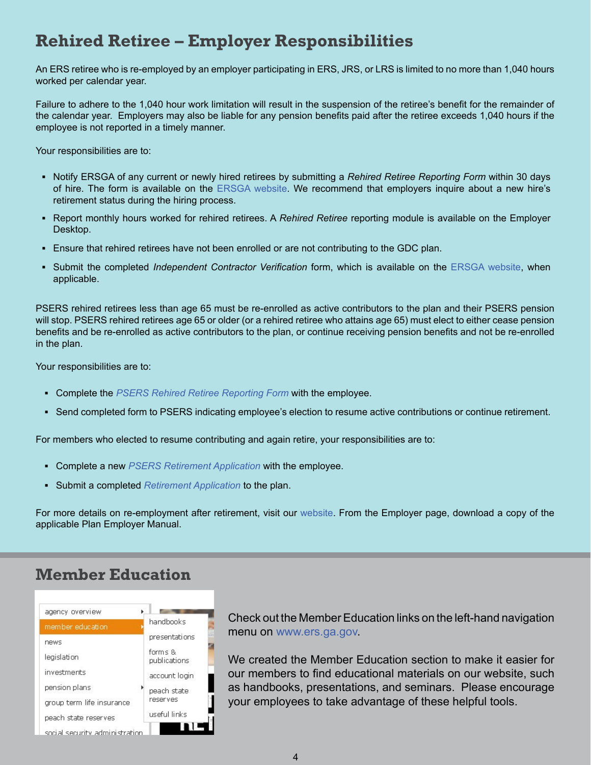## Rehired Retiree – Employer Responsibilities

An ERS retiree who is re-employed by an employer participating in ERS, JRS, or LRS is limited to no more than 1,040 hours worked per calendar year.

Failure to adhere to the 1,040 hour work limitation will result in the suspension of the retiree's benefit for the remainder of the calendar year. Employers may also be liable for any pension benefits paid after the retiree exceeds 1,040 hours if the employee is not reported in a timely manner.

Your responsibilities are to:

- Notify ERSGA of any current or newly hired retirees by submitting a *Rehired Retiree Reporting Form* within 30 days of hire. The form is available on the ERSGA website. We recommend that employers inquire about a new hire's retirement status during the hiring process.
- Report monthly hours worked for rehired retirees. A *Rehired Retiree* reporting module is available on the Employer Desktop.
- Ensure that rehired retirees have not been enrolled or are not contributing to the GDC plan.
- Submit the completed *Independent Contractor Verification* form, which is available on the ERSGA website, when applicable.

PSERS rehired retirees less than age 65 must be re-enrolled as active contributors to the plan and their PSERS pension will stop. PSERS rehired retirees age 65 or older (or a rehired retiree who attains age 65) must elect to either cease pension benefits and be re-enrolled as active contributors to the plan, or continue receiving pension benefits and not be re-enrolled in the plan.

Your responsibilities are to:

- Complete the *PSERS Rehired Retiree Reporting Form* with the employee.
- Send completed form to PSERS indicating employee's election to resume active contributions or continue retirement.

For members who elected to resume contributing and again retire, your responsibilities are to:

- Complete a new *PSERS Retirement Application* with the employee.
- Submit a completed *Retirement Application* to the plan.

For more details on re-employment after retirement, visit our website. From the Employer page, download a copy of the applicable Plan Employer Manual.

## Member Education

agency overview
member education
news
legislation
investments
pension plans
group term life insurance
peach state reserves
social security administration

handbooks
presentations
forms & publications
account login
peach state reserves
useful links

Check out the Member Education links on the left-hand navigation menu on www.ers.ga.gov.

We created the Member Education section to make it easier for our members to find educational materials on our website, such as handbooks, presentations, and seminars. Please encourage your employees to take advantage of these helpful tools.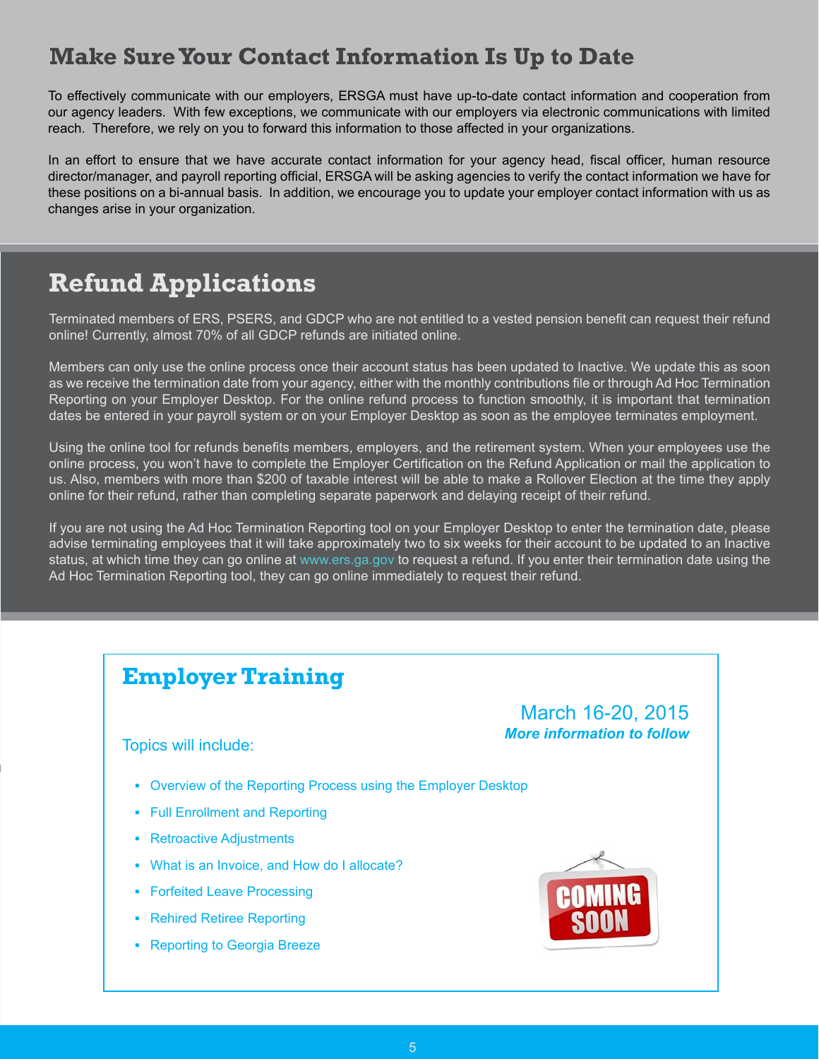## Make Sure Your Contact Information Is Up to Date

To effectively communicate with our employers, ERSGA must have up-to-date contact information and cooperation from our agency leaders. With few exceptions, we communicate with our employers via electronic communications with limited reach. Therefore, we rely on you to forward this information to those affected in your organizations.

In an effort to ensure that we have accurate contact information for your agency head, fiscal officer, human resource director/manager, and payroll reporting official, ERSGA will be asking agencies to verify the contact information we have for these positions on a bi-annual basis. In addition, we encourage you to update your employer contact information with us as changes arise in your organization.

## Refund Applications

Terminated members of ERS, PSERS, and GDCP who are not entitled to a vested pension benefit can request their refund online! Currently, almost 70% of all GDCP refunds are initiated online.

Members can only use the online process once their account status has been updated to Inactive. We update this as soon as we receive the termination date from your agency, either with the monthly contributions file or through Ad Hoc Termination Reporting on your Employer Desktop. For the online refund process to function smoothly, it is important that termination dates be entered in your payroll system or on your Employer Desktop as soon as the employee terminates employment.

Using the online tool for refunds benefits members, employers, and the retirement system. When your employees use the online process, you won't have to complete the Employer Certification on the Refund Application or mail the application to us. Also, members with more than $200 of taxable interest will be able to make a Rollover Election at the time they apply online for their refund, rather than completing separate paperwork and delaying receipt of their refund.

If you are not using the Ad Hoc Termination Reporting tool on your Employer Desktop to enter the termination date, please advise terminating employees that it will take approximately two to six weeks for their account to be updated to an Inactive status, at which time they can go online at www.ers.ga.gov to request a refund. If you enter their termination date using the Ad Hoc Termination Reporting tool, they can go online immediately to request their refund.

## Employer Training

March 16-20, 2015
***More information to follow***

Topics will include:

- Overview of the Reporting Process using the Employer Desktop
- Full Enrollment and Reporting
- Retroactive Adjustments
- What is an Invoice, and How do I allocate?
- Forfeited Leave Processing
- Rehired Retiree Reporting
- Reporting to Georgia Breeze

COMING SOON